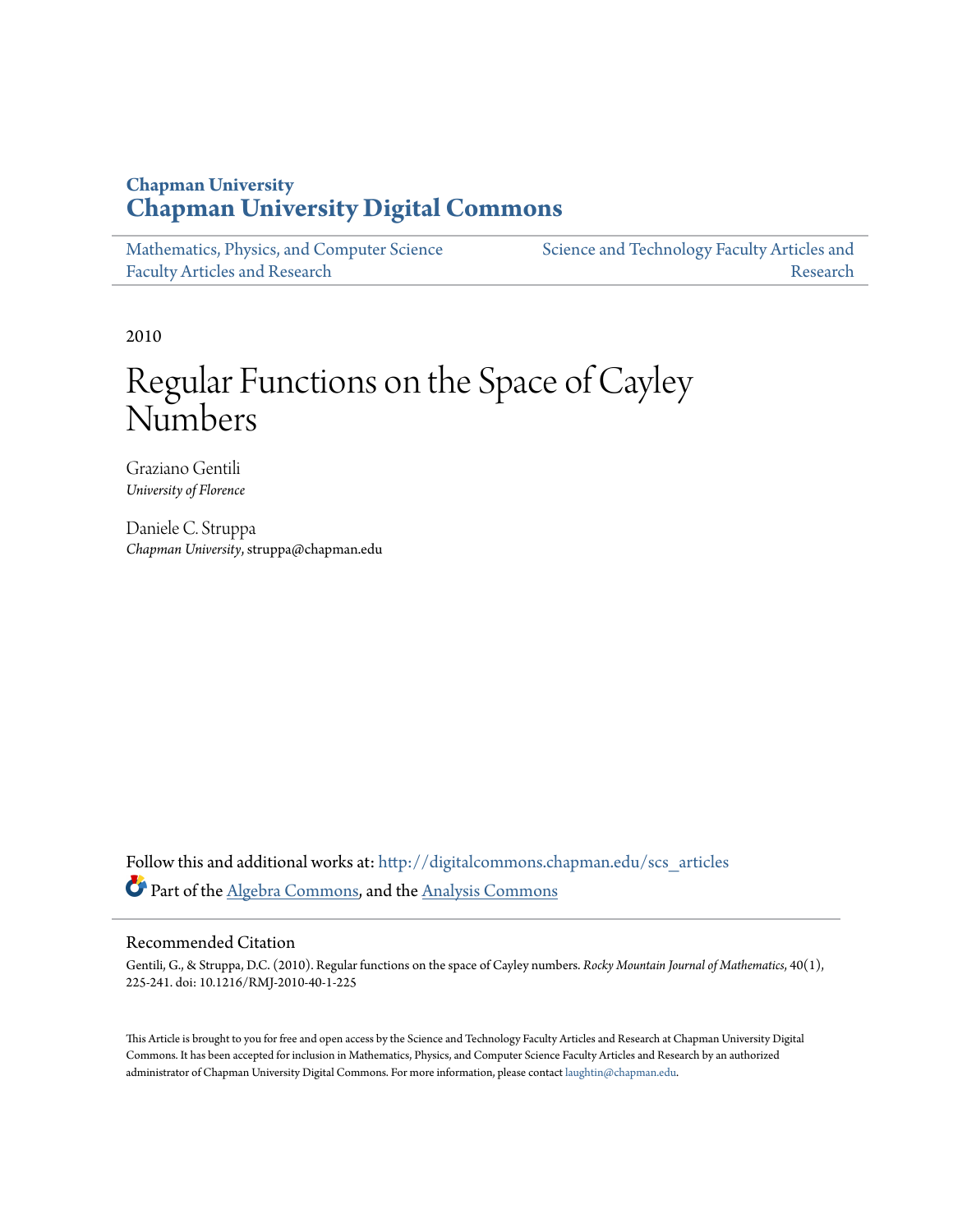**Chapman University**
**Chapman University Digital Commons**

Mathematics, Physics, and Computer Science Faculty Articles and Research | Science and Technology Faculty Articles and Research

2010

# Regular Functions on the Space of Cayley Numbers

Graziano Gentili
*University of Florence*

Daniele C. Struppa
*Chapman University*, struppa@chapman.edu

Follow this and additional works at: http://digitalcommons.chapman.edu/scs_articles

Part of the Algebra Commons, and the Analysis Commons

## Recommended Citation

Gentili, G., & Struppa, D.C. (2010). Regular functions on the space of Cayley numbers. *Rocky Mountain Journal of Mathematics*, 40(1), 225-241. doi: 10.1216/RMJ-2010-40-1-225

This Article is brought to you for free and open access by the Science and Technology Faculty Articles and Research at Chapman University Digital Commons. It has been accepted for inclusion in Mathematics, Physics, and Computer Science Faculty Articles and Research by an authorized administrator of Chapman University Digital Commons. For more information, please contact laughtin@chapman.edu.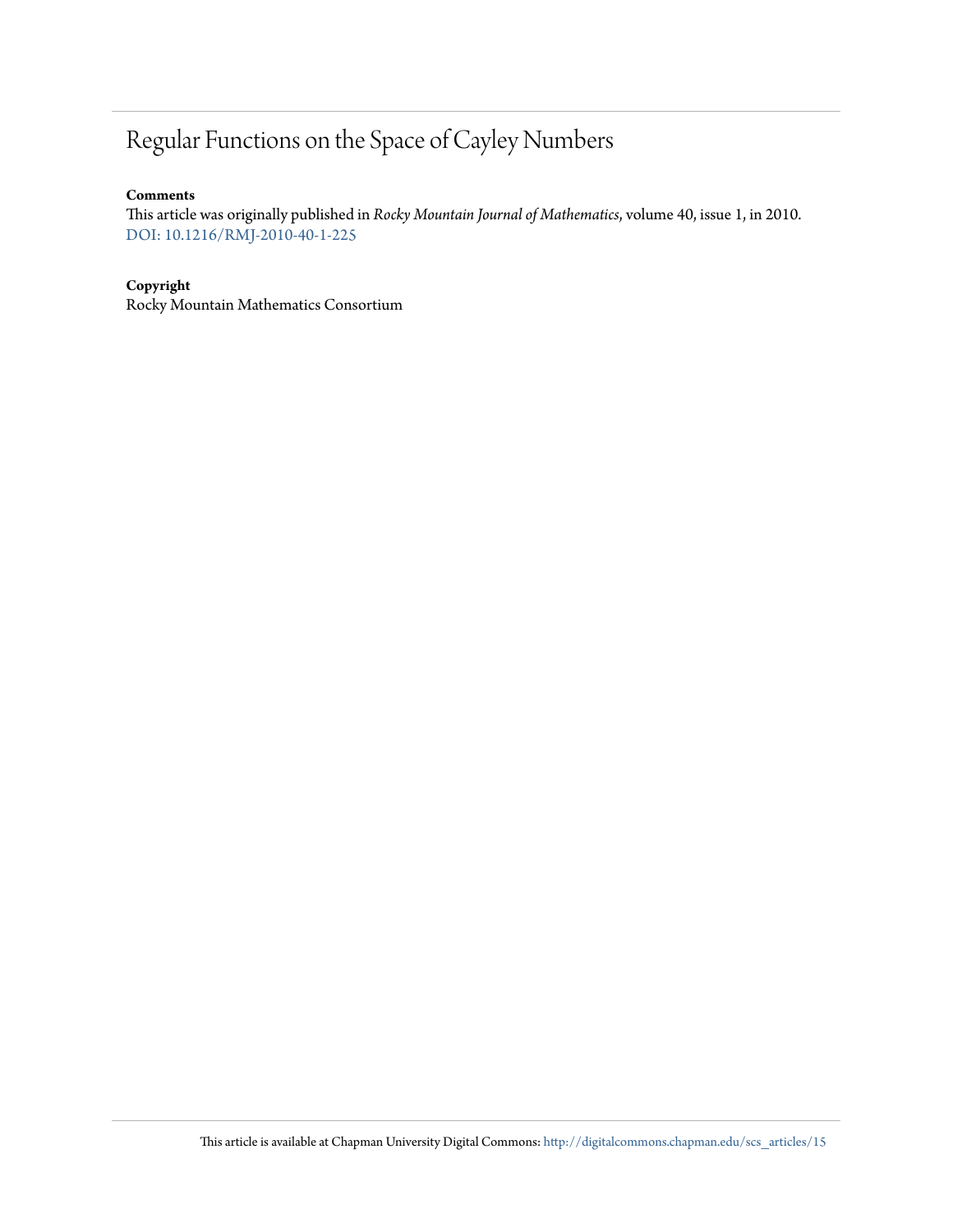# Regular Functions on the Space of Cayley Numbers

**Comments**

This article was originally published in *Rocky Mountain Journal of Mathematics*, volume 40, issue 1, in 2010. DOI: 10.1216/RMJ-2010-40-1-225

**Copyright**

Rocky Mountain Mathematics Consortium

This article is available at Chapman University Digital Commons: http://digitalcommons.chapman.edu/scs_articles/15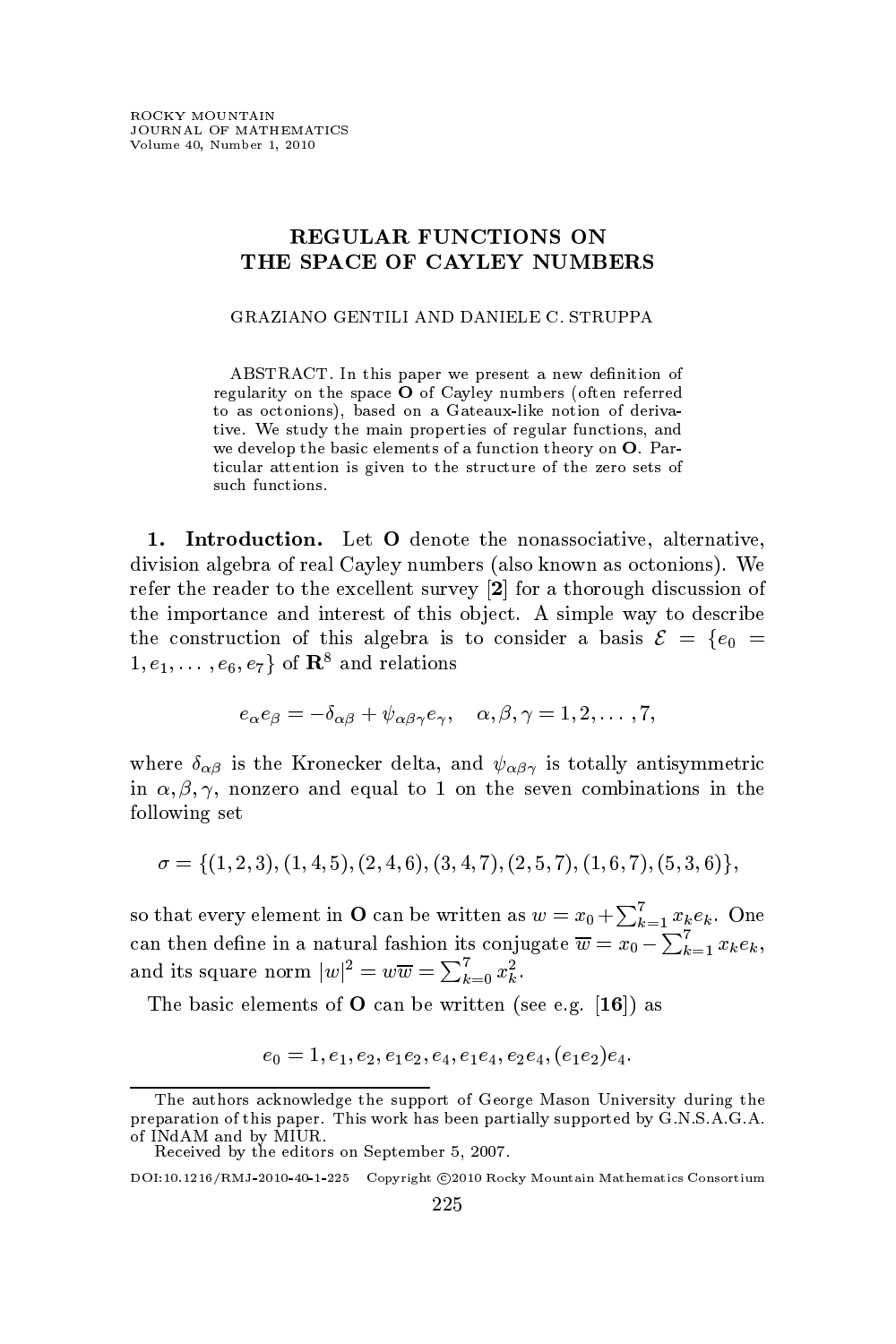# REGULAR FUNCTIONS ON THE SPACE OF CAYLEY NUMBERS

GRAZIANO GENTILI AND DANIELE C. STRUPPA

ABSTRACT. In this paper we present a new definition of regularity on the space **O** of Cayley numbers (often referred to as octonions), based on a Gateaux-like notion of derivative. We study the main properties of regular functions, and we develop the basic elements of a function theory on **O**. Particular attention is given to the structure of the zero sets of such functions.

**1. Introduction.** Let **O** denote the nonassociative, alternative, division algebra of real Cayley numbers (also known as octonions). We refer the reader to the excellent survey [**2**] for a thorough discussion of the importance and interest of this object. A simple way to describe the construction of this algebra is to consider a basis $\mathcal{E} = \{e_0 = 1, e_1, \dots, e_6, e_7\}$ of $\mathbf{R}^8$ and relations

$$e_\alpha e_\beta = -\delta_{\alpha\beta} + \psi_{\alpha\beta\gamma} e_\gamma, \quad \alpha, \beta, \gamma = 1, 2, \dots, 7,$$

where $\delta_{\alpha\beta}$ is the Kronecker delta, and $\psi_{\alpha\beta\gamma}$ is totally antisymmetric in $\alpha, \beta, \gamma$, nonzero and equal to 1 on the seven combinations in the following set

$$\sigma = \{(1,2,3), (1,4,5), (2,4,6), (3,4,7), (2,5,7), (1,6,7), (5,3,6)\},$$

so that every element in **O** can be written as $w = x_0 + \sum_{k=1}^{7} x_k e_k$. One can then define in a natural fashion its conjugate $\overline{w} = x_0 - \sum_{k=1}^{7} x_k e_k$, and its square norm $|w|^2 = w\overline{w} = \sum_{k=0}^{7} x_k^2$.

The basic elements of **O** can be written (see e.g. [**16**]) as

$$e_0 = 1, e_1, e_2, e_1 e_2, e_4, e_1 e_4, e_2 e_4, (e_1 e_2) e_4.$$

---

The authors acknowledge the support of George Mason University during the preparation of this paper. This work has been partially supported by G.N.S.A.G.A. of INdAM and by MIUR.

Received by the editors on September 5, 2007.

DOI:10.1216/RMJ-2010-40-1-225 Copyright ©2010 Rocky Mountain Mathematics Consortium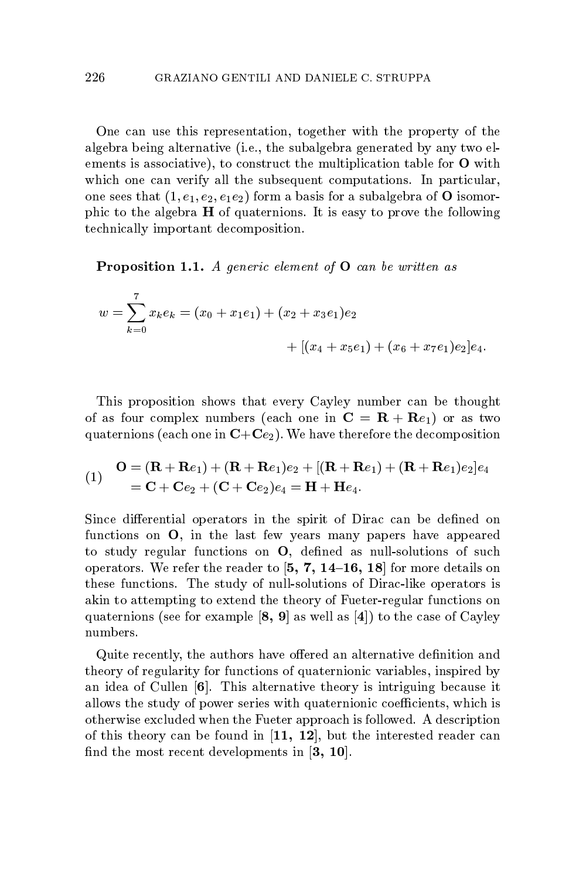One can use this representation, together with the property of the algebra being alternative (i.e., the subalgebra generated by any two elements is associative), to construct the multiplication table for $\mathbf{O}$ with which one can verify all the subsequent computations. In particular, one sees that $(1, e_1, e_2, e_1e_2)$ form a basis for a subalgebra of $\mathbf{O}$ isomorphic to the algebra $\mathbf{H}$ of quaternions. It is easy to prove the following technically important decomposition.

**Proposition 1.1.** *A generic element of* $\mathbf{O}$ *can be written as*

$$w = \sum_{k=0}^{7} x_k e_k = (x_0 + x_1 e_1) + (x_2 + x_3 e_1)e_2 + [(x_4 + x_5 e_1) + (x_6 + x_7 e_1)e_2]e_4.$$

This proposition shows that every Cayley number can be thought of as four complex numbers (each one in $\mathbf{C} = \mathbf{R} + \mathbf{R}e_1$) or as two quaternions (each one in $\mathbf{C} + \mathbf{C}e_2$). We have therefore the decomposition

$$\begin{aligned} \mathbf{O} &= (\mathbf{R} + \mathbf{R}e_1) + (\mathbf{R} + \mathbf{R}e_1)e_2 + [(\mathbf{R} + \mathbf{R}e_1) + (\mathbf{R} + \mathbf{R}e_1)e_2]e_4 \\ &= \mathbf{C} + \mathbf{C}e_2 + (\mathbf{C} + \mathbf{C}e_2)e_4 = \mathbf{H} + \mathbf{H}e_4. \end{aligned} \tag{1}$$

Since differential operators in the spirit of Dirac can be defined on functions on $\mathbf{O}$, in the last few years many papers have appeared to study regular functions on $\mathbf{O}$, defined as null-solutions of such operators. We refer the reader to [**5, 7, 14–16, 18**] for more details on these functions. The study of null-solutions of Dirac-like operators is akin to attempting to extend the theory of Fueter-regular functions on quaternions (see for example [**8, 9**] as well as [**4**]) to the case of Cayley numbers.

Quite recently, the authors have offered an alternative definition and theory of regularity for functions of quaternionic variables, inspired by an idea of Cullen [**6**]. This alternative theory is intriguing because it allows the study of power series with quaternionic coefficients, which is otherwise excluded when the Fueter approach is followed. A description of this theory can be found in [**11, 12**], but the interested reader can find the most recent developments in [**3, 10**].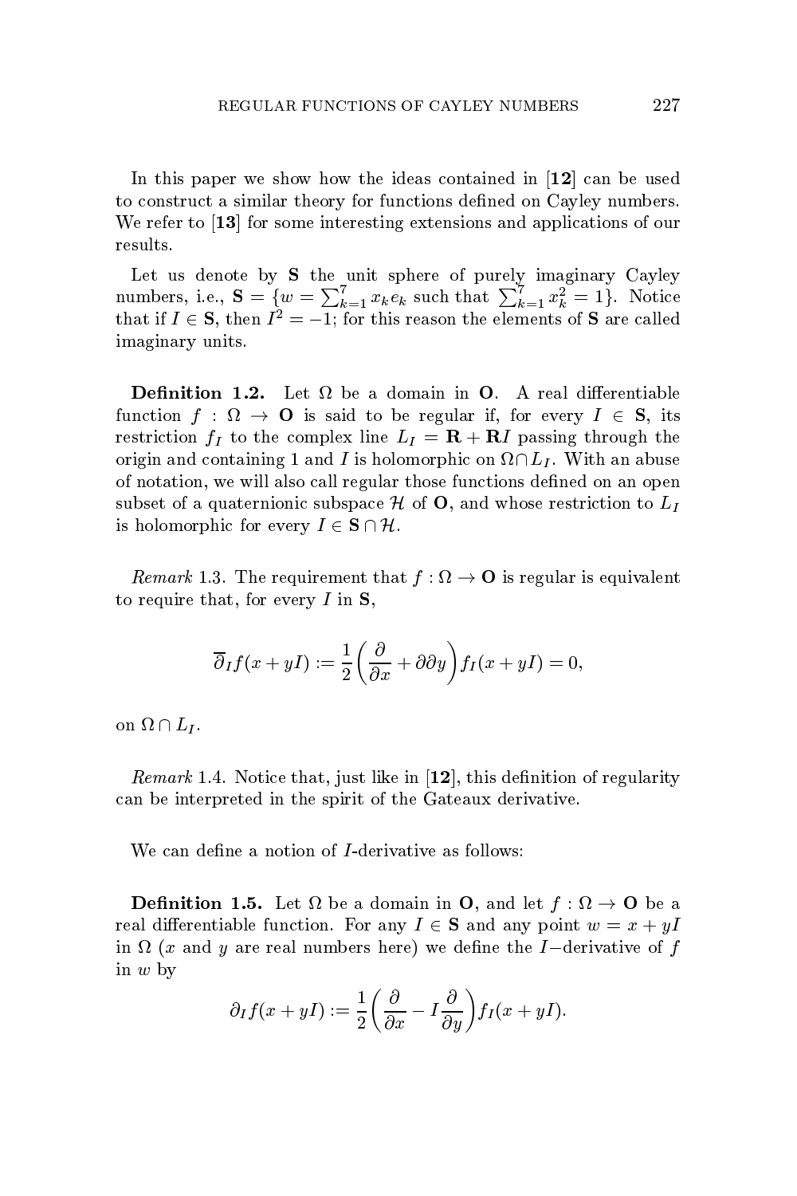In this paper we show how the ideas contained in [**12**] can be used to construct a similar theory for functions defined on Cayley numbers. We refer to [**13**] for some interesting extensions and applications of our results.

Let us denote by $\mathbf{S}$ the unit sphere of purely imaginary Cayley numbers, i.e., $\mathbf{S} = \{w = \sum_{k=1}^{7} x_k e_k \text{ such that } \sum_{k=1}^{7} x_k^2 = 1\}$. Notice that if $I \in \mathbf{S}$, then $I^2 = -1$; for this reason the elements of $\mathbf{S}$ are called imaginary units.

**Definition 1.2.** Let $\Omega$ be a domain in $\mathbf{O}$. A real differentiable function $f : \Omega \to \mathbf{O}$ is said to be regular if, for every $I \in \mathbf{S}$, its restriction $f_I$ to the complex line $L_I = \mathbf{R} + \mathbf{R}I$ passing through the origin and containing 1 and $I$ is holomorphic on $\Omega \cap L_I$. With an abuse of notation, we will also call regular those functions defined on an open subset of a quaternionic subspace $\mathcal{H}$ of $\mathbf{O}$, and whose restriction to $L_I$ is holomorphic for every $I \in \mathbf{S} \cap \mathcal{H}$.

*Remark* 1.3. The requirement that $f : \Omega \to \mathbf{O}$ is regular is equivalent to require that, for every $I$ in $\mathbf{S}$,

$$\overline{\partial}_I f(x + yI) := \frac{1}{2}\left(\frac{\partial}{\partial x} + \partial\partial y\right) f_I(x + yI) = 0,$$

on $\Omega \cap L_I$.

*Remark* 1.4. Notice that, just like in [**12**], this definition of regularity can be interpreted in the spirit of the Gateaux derivative.

We can define a notion of $I$-derivative as follows:

**Definition 1.5.** Let $\Omega$ be a domain in $\mathbf{O}$, and let $f : \Omega \to \mathbf{O}$ be a real differentiable function. For any $I \in \mathbf{S}$ and any point $w = x + yI$ in $\Omega$ ($x$ and $y$ are real numbers here) we define the $I-$derivative of $f$ in $w$ by

$$\partial_I f(x + yI) := \frac{1}{2}\left(\frac{\partial}{\partial x} - I\frac{\partial}{\partial y}\right) f_I(x + yI).$$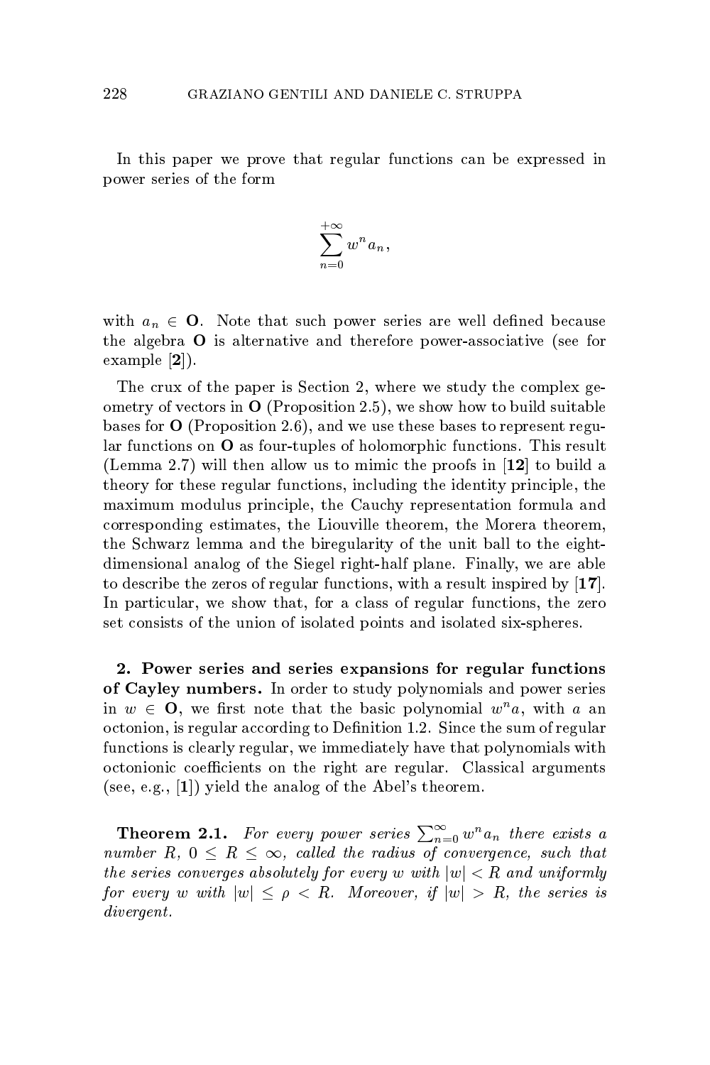In this paper we prove that regular functions can be expressed in power series of the form

$$\sum_{n=0}^{+\infty} w^n a_n,$$

with $a_n \in \mathbf{O}$. Note that such power series are well defined because the algebra $\mathbf{O}$ is alternative and therefore power-associative (see for example [**2**]).

The crux of the paper is Section 2, where we study the complex geometry of vectors in $\mathbf{O}$ (Proposition 2.5), we show how to build suitable bases for $\mathbf{O}$ (Proposition 2.6), and we use these bases to represent regular functions on $\mathbf{O}$ as four-tuples of holomorphic functions. This result (Lemma 2.7) will then allow us to mimic the proofs in [**12**] to build a theory for these regular functions, including the identity principle, the maximum modulus principle, the Cauchy representation formula and corresponding estimates, the Liouville theorem, the Morera theorem, the Schwarz lemma and the biregularity of the unit ball to the eight-dimensional analog of the Siegel right-half plane. Finally, we are able to describe the zeros of regular functions, with a result inspired by [**17**]. In particular, we show that, for a class of regular functions, the zero set consists of the union of isolated points and isolated six-spheres.

**2. Power series and series expansions for regular functions of Cayley numbers.** In order to study polynomials and power series in $w \in \mathbf{O}$, we first note that the basic polynomial $w^n a$, with $a$ an octonion, is regular according to Definition 1.2. Since the sum of regular functions is clearly regular, we immediately have that polynomials with octonionic coefficients on the right are regular. Classical arguments (see, e.g., [**1**]) yield the analog of the Abel's theorem.

**Theorem 2.1.** *For every power series* $\sum_{n=0}^{\infty} w^n a_n$ *there exists a number* $R$, $0 \leq R \leq \infty$, *called the radius of convergence, such that the series converges absolutely for every* $w$ *with* $|w| < R$ *and uniformly for every* $w$ *with* $|w| \leq \rho < R$. *Moreover, if* $|w| > R$, *the series is divergent.*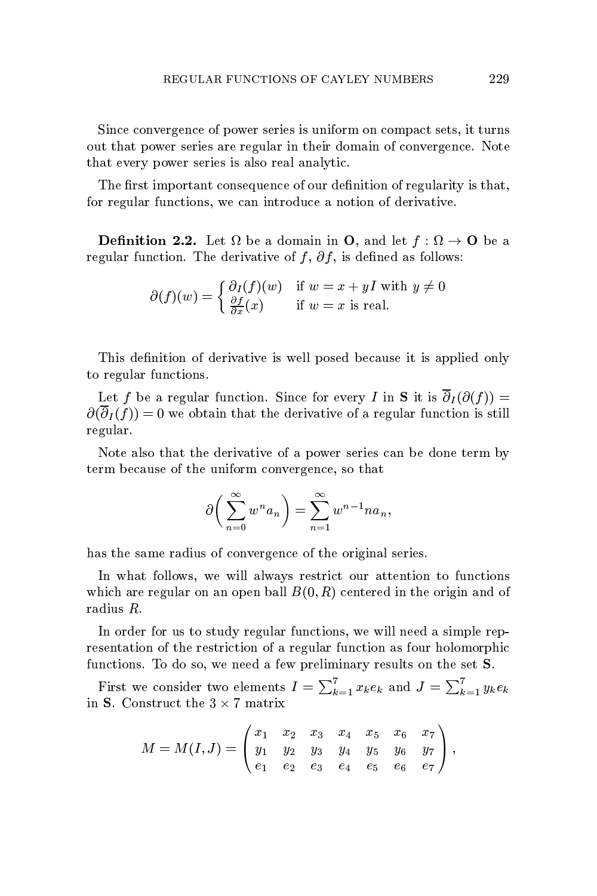Since convergence of power series is uniform on compact sets, it turns out that power series are regular in their domain of convergence. Note that every power series is also real analytic.

The first important consequence of our definition of regularity is that, for regular functions, we can introduce a notion of derivative.

**Definition 2.2.** Let $\Omega$ be a domain in $\mathbf{O}$, and let $f : \Omega \to \mathbf{O}$ be a regular function. The derivative of $f$, $\partial f$, is defined as follows:

$$\partial(f)(w) = \begin{cases} \partial_I(f)(w) & \text{if } w = x + yI \text{ with } y \neq 0 \\ \frac{\partial f}{\partial x}(x) & \text{if } w = x \text{ is real.} \end{cases}$$

This definition of derivative is well posed because it is applied only to regular functions.

Let $f$ be a regular function. Since for every $I$ in $\mathbf{S}$ it is $\overline{\partial}_I(\partial(f)) = \partial(\overline{\partial}_I(f)) = 0$ we obtain that the derivative of a regular function is still regular.

Note also that the derivative of a power series can be done term by term because of the uniform convergence, so that

$$\partial\bigg(\sum_{n=0}^{\infty} w^n a_n\bigg) = \sum_{n=1}^{\infty} w^{n-1} n a_n,$$

has the same radius of convergence of the original series.

In what follows, we will always restrict our attention to functions which are regular on an open ball $B(0, R)$ centered in the origin and of radius $R$.

In order for us to study regular functions, we will need a simple representation of the restriction of a regular function as four holomorphic functions. To do so, we need a few preliminary results on the set $\mathbf{S}$.

First we consider two elements $I = \sum_{k=1}^{7} x_k e_k$ and $J = \sum_{k=1}^{7} y_k e_k$ in $\mathbf{S}$. Construct the $3 \times 7$ matrix

$$M = M(I, J) = \begin{pmatrix} x_1 & x_2 & x_3 & x_4 & x_5 & x_6 & x_7 \\ y_1 & y_2 & y_3 & y_4 & y_5 & y_6 & y_7 \\ e_1 & e_2 & e_3 & e_4 & e_5 & e_6 & e_7 \end{pmatrix},$$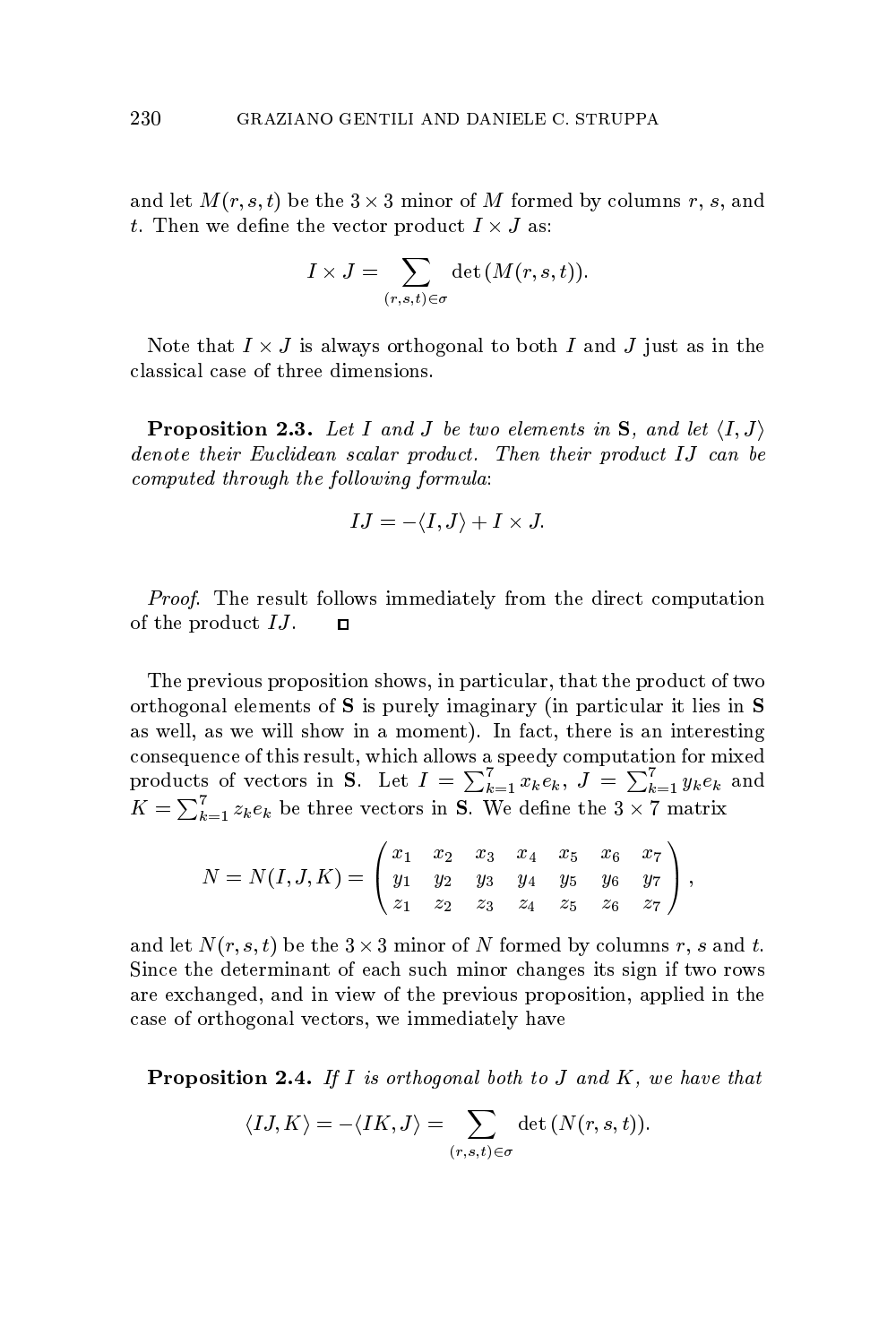and let $M(r,s,t)$ be the $3 \times 3$ minor of $M$ formed by columns $r$, $s$, and $t$. Then we define the vector product $I \times J$ as:

$$I \times J = \sum_{(r,s,t) \in \sigma} \det(M(r,s,t)).$$

Note that $I \times J$ is always orthogonal to both $I$ and $J$ just as in the classical case of three dimensions.

**Proposition 2.3.** *Let $I$ and $J$ be two elements in $\mathbf{S}$, and let $\langle I, J \rangle$ denote their Euclidean scalar product. Then their product $IJ$ can be computed through the following formula*:

$$IJ = -\langle I, J \rangle + I \times J.$$

*Proof.* The result follows immediately from the direct computation of the product $IJ$. □

The previous proposition shows, in particular, that the product of two orthogonal elements of $\mathbf{S}$ is purely imaginary (in particular it lies in $\mathbf{S}$ as well, as we will show in a moment). In fact, there is an interesting consequence of this result, which allows a speedy computation for mixed products of vectors in $\mathbf{S}$. Let $I = \sum_{k=1}^{7} x_k e_k$, $J = \sum_{k=1}^{7} y_k e_k$ and $K = \sum_{k=1}^{7} z_k e_k$ be three vectors in $\mathbf{S}$. We define the $3 \times 7$ matrix

$$N = N(I,J,K) = \begin{pmatrix} x_1 & x_2 & x_3 & x_4 & x_5 & x_6 & x_7 \\ y_1 & y_2 & y_3 & y_4 & y_5 & y_6 & y_7 \\ z_1 & z_2 & z_3 & z_4 & z_5 & z_6 & z_7 \end{pmatrix},$$

and let $N(r,s,t)$ be the $3 \times 3$ minor of $N$ formed by columns $r$, $s$ and $t$. Since the determinant of each such minor changes its sign if two rows are exchanged, and in view of the previous proposition, applied in the case of orthogonal vectors, we immediately have

**Proposition 2.4.** *If $I$ is orthogonal both to $J$ and $K$, we have that*

$$\langle IJ, K \rangle = -\langle IK, J \rangle = \sum_{(r,s,t) \in \sigma} \det(N(r,s,t)).$$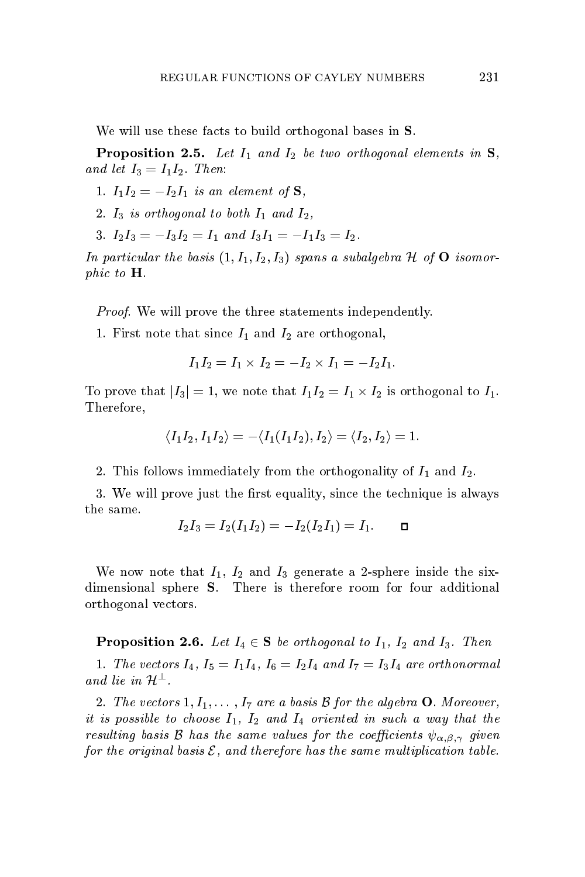We will use these facts to build orthogonal bases in $\mathbf{S}$.

**Proposition 2.5.** *Let $I_1$ and $I_2$ be two orthogonal elements in $\mathbf{S}$, and let $I_3 = I_1 I_2$. Then:*

1. *$I_1 I_2 = -I_2 I_1$ is an element of $\mathbf{S}$,*
2. *$I_3$ is orthogonal to both $I_1$ and $I_2$,*
3. *$I_2 I_3 = -I_3 I_2 = I_1$ and $I_3 I_1 = -I_1 I_3 = I_2$.*

*In particular the basis $(1, I_1, I_2, I_3)$ spans a subalgebra $\mathcal{H}$ of $\mathbf{O}$ isomorphic to $\mathbf{H}$.*

*Proof.* We will prove the three statements independently.

1. First note that since $I_1$ and $I_2$ are orthogonal,

$$I_1 I_2 = I_1 \times I_2 = -I_2 \times I_1 = -I_2 I_1.$$

To prove that $|I_3| = 1$, we note that $I_1 I_2 = I_1 \times I_2$ is orthogonal to $I_1$. Therefore,

$$\langle I_1 I_2, I_1 I_2 \rangle = -\langle I_1(I_1 I_2), I_2 \rangle = \langle I_2, I_2 \rangle = 1.$$

2. This follows immediately from the orthogonality of $I_1$ and $I_2$.

3. We will prove just the first equality, since the technique is always the same.

$$I_2 I_3 = I_2(I_1 I_2) = -I_2(I_2 I_1) = I_1. \qquad \square$$

We now note that $I_1$, $I_2$ and $I_3$ generate a 2-sphere inside the six-dimensional sphere $\mathbf{S}$. There is therefore room for four additional orthogonal vectors.

**Proposition 2.6.** *Let $I_4 \in \mathbf{S}$ be orthogonal to $I_1$, $I_2$ and $I_3$. Then*

1. *The vectors $I_4$, $I_5 = I_1 I_4$, $I_6 = I_2 I_4$ and $I_7 = I_3 I_4$ are orthonormal and lie in $\mathcal{H}^{\perp}$.*

2. *The vectors $1, I_1, \ldots, I_7$ are a basis $\mathcal{B}$ for the algebra $\mathbf{O}$. Moreover, it is possible to choose $I_1$, $I_2$ and $I_4$ oriented in such a way that the resulting basis $\mathcal{B}$ has the same values for the coefficients $\psi_{\alpha,\beta,\gamma}$ given for the original basis $\mathcal{E}$, and therefore has the same multiplication table.*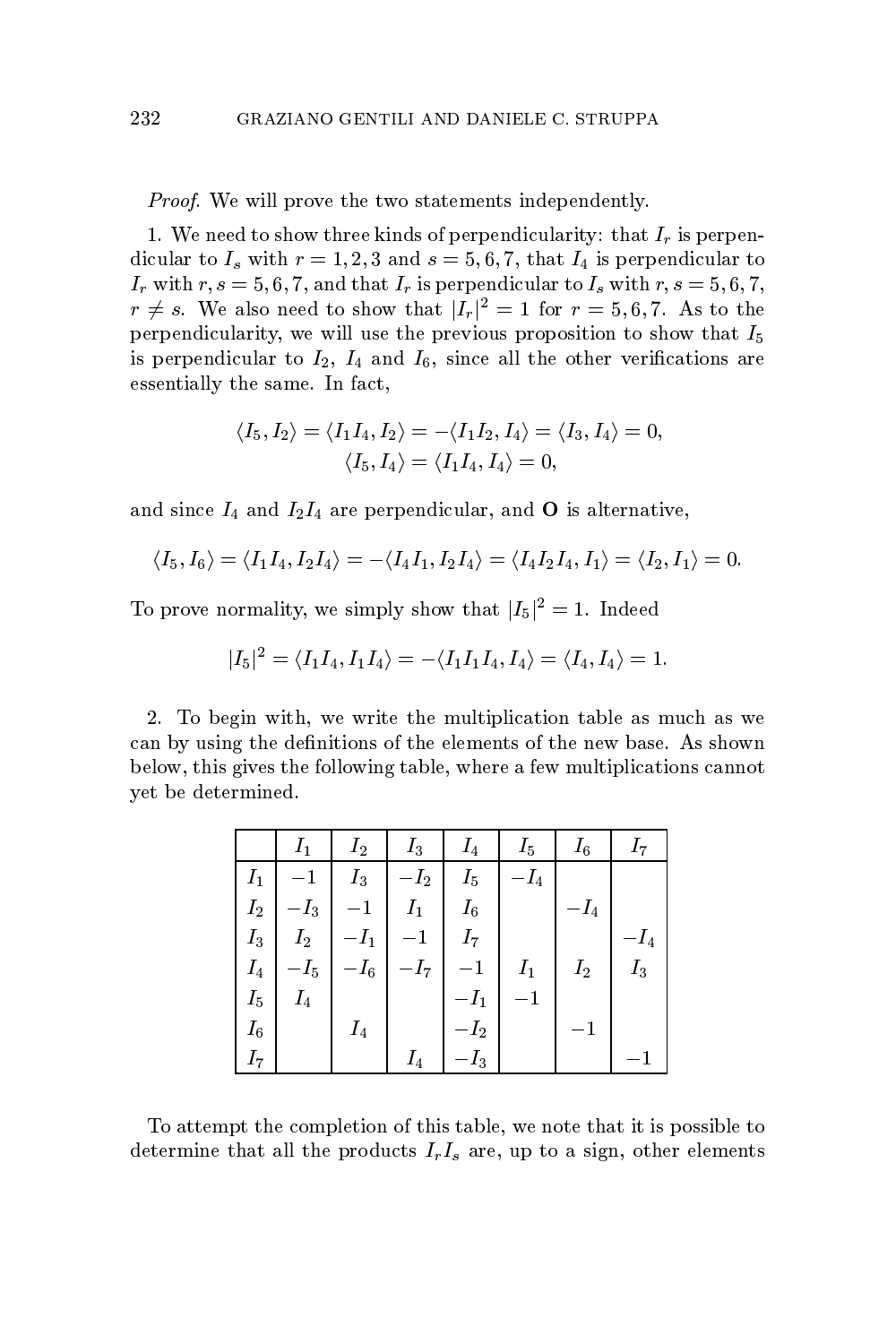*Proof.* We will prove the two statements independently.

1. We need to show three kinds of perpendicularity: that $I_r$ is perpendicular to $I_s$ with $r = 1, 2, 3$ and $s = 5, 6, 7$, that $I_4$ is perpendicular to $I_r$ with $r, s = 5, 6, 7$, and that $I_r$ is perpendicular to $I_s$ with $r, s = 5, 6, 7$, $r \neq s$. We also need to show that $|I_r|^2 = 1$ for $r = 5, 6, 7$. As to the perpendicularity, we will use the previous proposition to show that $I_5$ is perpendicular to $I_2$, $I_4$ and $I_6$, since all the other verifications are essentially the same. In fact,

$$\langle I_5, I_2 \rangle = \langle I_1 I_4, I_2 \rangle = -\langle I_1 I_2, I_4 \rangle = \langle I_3, I_4 \rangle = 0,$$
$$\langle I_5, I_4 \rangle = \langle I_1 I_4, I_4 \rangle = 0,$$

and since $I_4$ and $I_2 I_4$ are perpendicular, and $\mathbf{O}$ is alternative,

$$\langle I_5, I_6 \rangle = \langle I_1 I_4, I_2 I_4 \rangle = -\langle I_4 I_1, I_2 I_4 \rangle = \langle I_4 I_2 I_4, I_1 \rangle = \langle I_2, I_1 \rangle = 0.$$

To prove normality, we simply show that $|I_5|^2 = 1$. Indeed

$$|I_5|^2 = \langle I_1 I_4, I_1 I_4 \rangle = -\langle I_1 I_1 I_4, I_4 \rangle = \langle I_4, I_4 \rangle = 1.$$

2. To begin with, we write the multiplication table as much as we can by using the definitions of the elements of the new base. As shown below, this gives the following table, where a few multiplications cannot yet be determined.

| | $I_1$ | $I_2$ | $I_3$ | $I_4$ | $I_5$ | $I_6$ | $I_7$ |
|---|---|---|---|---|---|---|---|
| $I_1$ | $-1$ | $I_3$ | $-I_2$ | $I_5$ | $-I_4$ | | |
| $I_2$ | $-I_3$ | $-1$ | $I_1$ | $I_6$ | | $-I_4$ | |
| $I_3$ | $I_2$ | $-I_1$ | $-1$ | $I_7$ | | | $-I_4$ |
| $I_4$ | $-I_5$ | $-I_6$ | $-I_7$ | $-1$ | $I_1$ | $I_2$ | $I_3$ |
| $I_5$ | $I_4$ | | | $-I_1$ | $-1$ | | |
| $I_6$ | | $I_4$ | | $-I_2$ | | $-1$ | |
| $I_7$ | | | $I_4$ | $-I_3$ | | | $-1$ |

To attempt the completion of this table, we note that it is possible to determine that all the products $I_r I_s$ are, up to a sign, other elements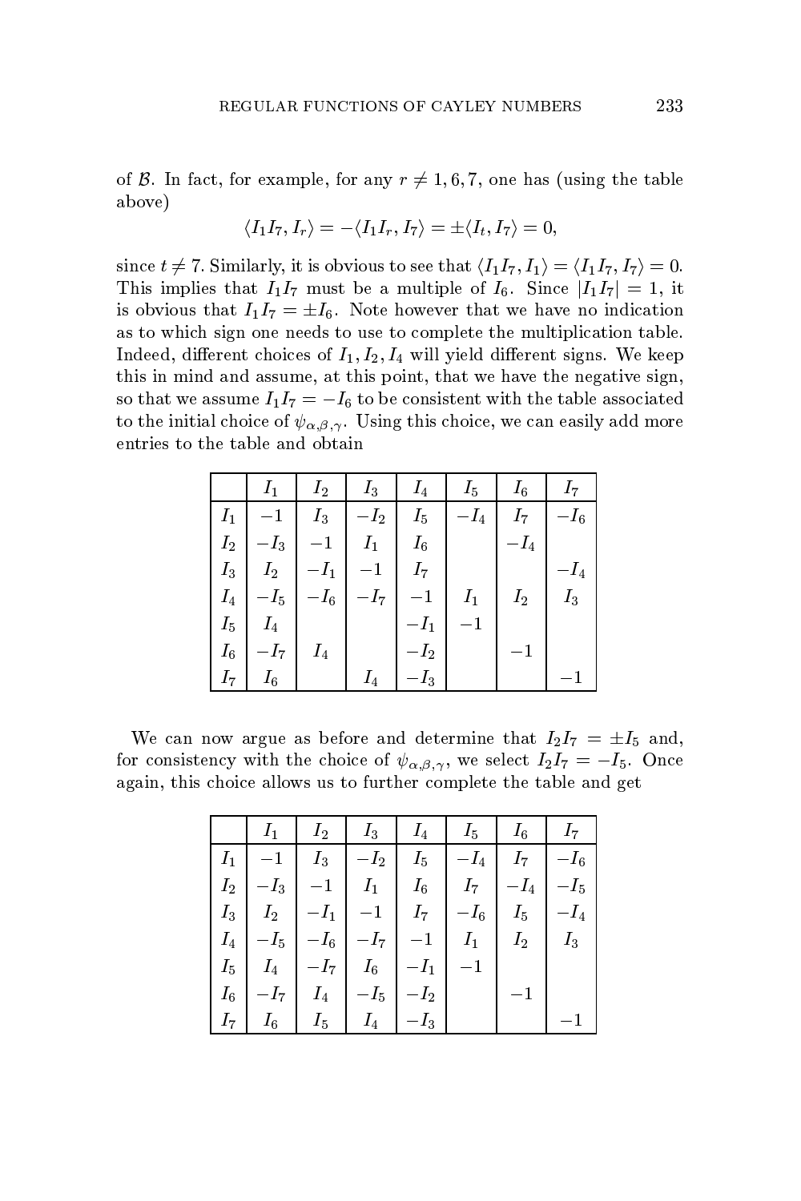of $\mathcal{B}$. In fact, for example, for any $r \neq 1, 6, 7$, one has (using the table above)

$$\langle I_1 I_7, I_r \rangle = -\langle I_1 I_r, I_7 \rangle = \pm \langle I_t, I_7 \rangle = 0,$$

since $t \neq 7$. Similarly, it is obvious to see that $\langle I_1 I_7, I_1 \rangle = \langle I_1 I_7, I_7 \rangle = 0$. This implies that $I_1 I_7$ must be a multiple of $I_6$. Since $|I_1 I_7| = 1$, it is obvious that $I_1 I_7 = \pm I_6$. Note however that we have no indication as to which sign one needs to use to complete the multiplication table. Indeed, different choices of $I_1, I_2, I_4$ will yield different signs. We keep this in mind and assume, at this point, that we have the negative sign, so that we assume $I_1 I_7 = -I_6$ to be consistent with the table associated to the initial choice of $\psi_{\alpha,\beta,\gamma}$. Using this choice, we can easily add more entries to the table and obtain

| | $I_1$ | $I_2$ | $I_3$ | $I_4$ | $I_5$ | $I_6$ | $I_7$ |
|---|---|---|---|---|---|---|---|
| $I_1$ | $-1$ | $I_3$ | $-I_2$ | $I_5$ | $-I_4$ | $I_7$ | $-I_6$ |
| $I_2$ | $-I_3$ | $-1$ | $I_1$ | $I_6$ | | $-I_4$ | |
| $I_3$ | $I_2$ | $-I_1$ | $-1$ | $I_7$ | | | $-I_4$ |
| $I_4$ | $-I_5$ | $-I_6$ | $-I_7$ | $-1$ | $I_1$ | $I_2$ | $I_3$ |
| $I_5$ | $I_4$ | | | $-I_1$ | $-1$ | | |
| $I_6$ | $-I_7$ | $I_4$ | | $-I_2$ | | $-1$ | |
| $I_7$ | $I_6$ | | $I_4$ | $-I_3$ | | | $-1$ |

We can now argue as before and determine that $I_2 I_7 = \pm I_5$ and, for consistency with the choice of $\psi_{\alpha,\beta,\gamma}$, we select $I_2 I_7 = -I_5$. Once again, this choice allows us to further complete the table and get

| | $I_1$ | $I_2$ | $I_3$ | $I_4$ | $I_5$ | $I_6$ | $I_7$ |
|---|---|---|---|---|---|---|---|
| $I_1$ | $-1$ | $I_3$ | $-I_2$ | $I_5$ | $-I_4$ | $I_7$ | $-I_6$ |
| $I_2$ | $-I_3$ | $-1$ | $I_1$ | $I_6$ | $I_7$ | $-I_4$ | $-I_5$ |
| $I_3$ | $I_2$ | $-I_1$ | $-1$ | $I_7$ | $-I_6$ | $I_5$ | $-I_4$ |
| $I_4$ | $-I_5$ | $-I_6$ | $-I_7$ | $-1$ | $I_1$ | $I_2$ | $I_3$ |
| $I_5$ | $I_4$ | $-I_7$ | $I_6$ | $-I_1$ | $-1$ | | |
| $I_6$ | $-I_7$ | $I_4$ | $-I_5$ | $-I_2$ | | $-1$ | |
| $I_7$ | $I_6$ | $I_5$ | $I_4$ | $-I_3$ | | | $-1$ |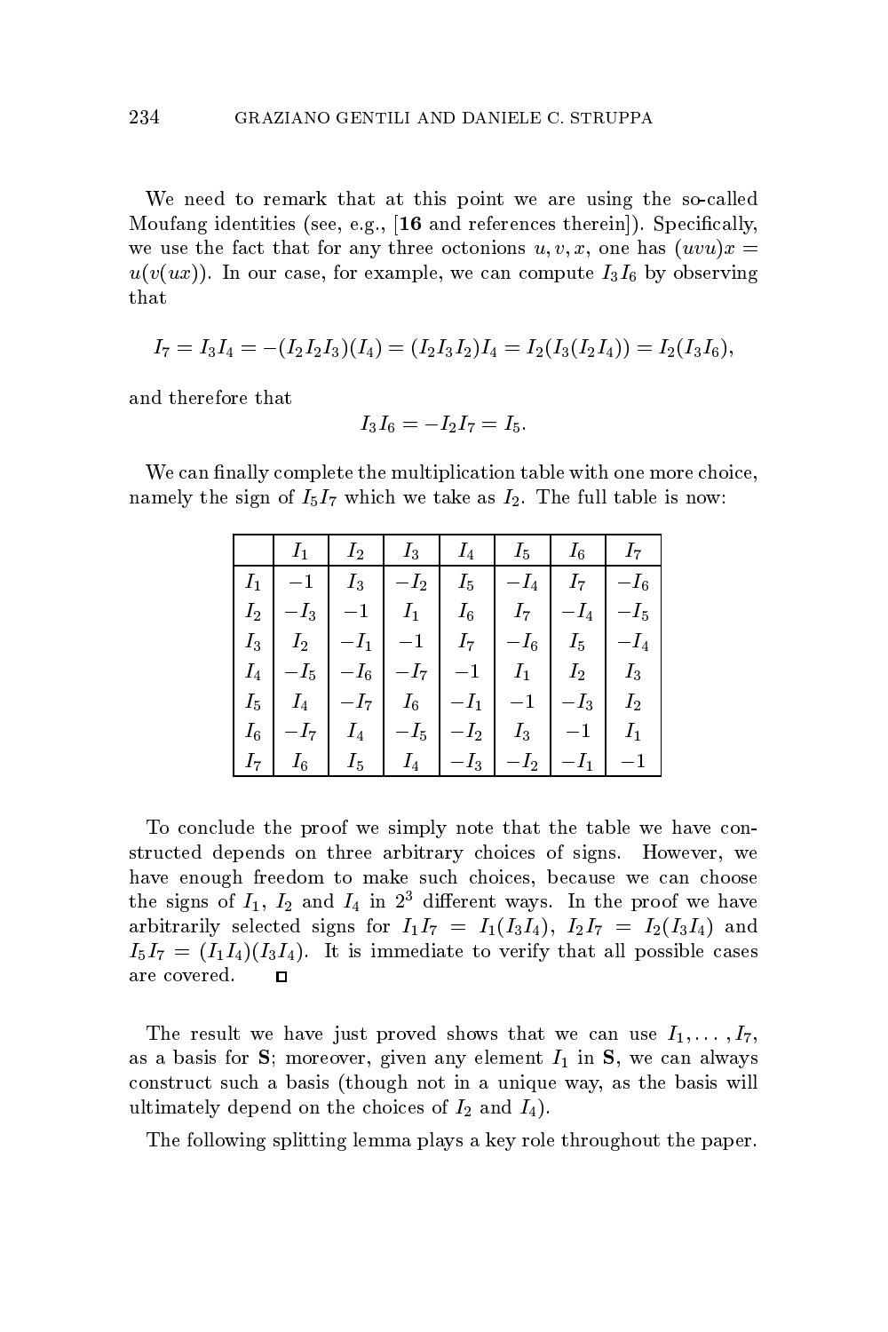We need to remark that at this point we are using the so-called Moufang identities (see, e.g., [**16** and references therein]). Specifically, we use the fact that for any three octonions $u, v, x$, one has $(uvu)x = u(v(ux))$. In our case, for example, we can compute $I_3I_6$ by observing that

$$I_7 = I_3I_4 = -(I_2I_2I_3)(I_4) = (I_2I_3I_2)I_4 = I_2(I_3(I_2I_4)) = I_2(I_3I_6),$$

and therefore that

$$I_3I_6 = -I_2I_7 = I_5.$$

We can finally complete the multiplication table with one more choice, namely the sign of $I_5I_7$ which we take as $I_2$. The full table is now:

| | $I_1$ | $I_2$ | $I_3$ | $I_4$ | $I_5$ | $I_6$ | $I_7$ |
|---|---|---|---|---|---|---|---|
| $I_1$ | $-1$ | $I_3$ | $-I_2$ | $I_5$ | $-I_4$ | $I_7$ | $-I_6$ |
| $I_2$ | $-I_3$ | $-1$ | $I_1$ | $I_6$ | $I_7$ | $-I_4$ | $-I_5$ |
| $I_3$ | $I_2$ | $-I_1$ | $-1$ | $I_7$ | $-I_6$ | $I_5$ | $-I_4$ |
| $I_4$ | $-I_5$ | $-I_6$ | $-I_7$ | $-1$ | $I_1$ | $I_2$ | $I_3$ |
| $I_5$ | $I_4$ | $-I_7$ | $I_6$ | $-I_1$ | $-1$ | $-I_3$ | $I_2$ |
| $I_6$ | $-I_7$ | $I_4$ | $-I_5$ | $-I_2$ | $I_3$ | $-1$ | $I_1$ |
| $I_7$ | $I_6$ | $I_5$ | $I_4$ | $-I_3$ | $-I_2$ | $-I_1$ | $-1$ |

To conclude the proof we simply note that the table we have constructed depends on three arbitrary choices of signs. However, we have enough freedom to make such choices, because we can choose the signs of $I_1$, $I_2$ and $I_4$ in $2^3$ different ways. In the proof we have arbitrarily selected signs for $I_1I_7 = I_1(I_3I_4)$, $I_2I_7 = I_2(I_3I_4)$ and $I_5I_7 = (I_1I_4)(I_3I_4)$. It is immediate to verify that all possible cases are covered. □

The result we have just proved shows that we can use $I_1, \ldots, I_7$, as a basis for $\mathbf{S}$; moreover, given any element $I_1$ in $\mathbf{S}$, we can always construct such a basis (though not in a unique way, as the basis will ultimately depend on the choices of $I_2$ and $I_4$).

The following splitting lemma plays a key role throughout the paper.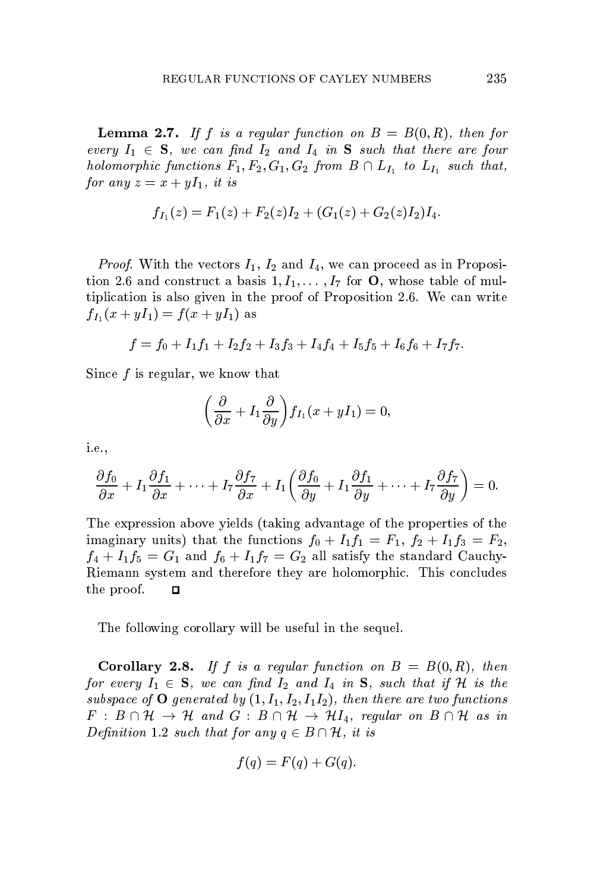**Lemma 2.7.** *If $f$ is a regular function on $B = B(0, R)$, then for every $I_1 \in \mathbf{S}$, we can find $I_2$ and $I_4$ in $\mathbf{S}$ such that there are four holomorphic functions $F_1, F_2, G_1, G_2$ from $B \cap L_{I_1}$ to $L_{I_1}$ such that, for any $z = x + yI_1$, it is*

$$f_{I_1}(z) = F_1(z) + F_2(z)I_2 + (G_1(z) + G_2(z)I_2)I_4.$$

*Proof.* With the vectors $I_1$, $I_2$ and $I_4$, we can proceed as in Proposition 2.6 and construct a basis $1, I_1, \ldots, I_7$ for $\mathbf{O}$, whose table of multiplication is also given in the proof of Proposition 2.6. We can write $f_{I_1}(x + yI_1) = f(x + yI_1)$ as

$$f = f_0 + I_1 f_1 + I_2 f_2 + I_3 f_3 + I_4 f_4 + I_5 f_5 + I_6 f_6 + I_7 f_7.$$

Since $f$ is regular, we know that

$$\left( \frac{\partial}{\partial x} + I_1 \frac{\partial}{\partial y} \right) f_{I_1}(x + yI_1) = 0,$$

i.e.,

$$\frac{\partial f_0}{\partial x} + I_1 \frac{\partial f_1}{\partial x} + \cdots + I_7 \frac{\partial f_7}{\partial x} + I_1 \left( \frac{\partial f_0}{\partial y} + I_1 \frac{\partial f_1}{\partial y} + \cdots + I_7 \frac{\partial f_7}{\partial y} \right) = 0.$$

The expression above yields (taking advantage of the properties of the imaginary units) that the functions $f_0 + I_1 f_1 = F_1$, $f_2 + I_1 f_3 = F_2$, $f_4 + I_1 f_5 = G_1$ and $f_6 + I_1 f_7 = G_2$ all satisfy the standard Cauchy-Riemann system and therefore they are holomorphic. This concludes the proof. $\square$

The following corollary will be useful in the sequel.

**Corollary 2.8.** *If $f$ is a regular function on $B = B(0, R)$, then for every $I_1 \in \mathbf{S}$, we can find $I_2$ and $I_4$ in $\mathbf{S}$, such that if $\mathcal{H}$ is the subspace of $\mathbf{O}$ generated by $(1, I_1, I_2, I_1 I_2)$, then there are two functions $F : B \cap \mathcal{H} \to \mathcal{H}$ and $G : B \cap \mathcal{H} \to \mathcal{H} I_4$, regular on $B \cap \mathcal{H}$ as in Definition 1.2 such that for any $q \in B \cap \mathcal{H}$, it is*

$$f(q) = F(q) + G(q).$$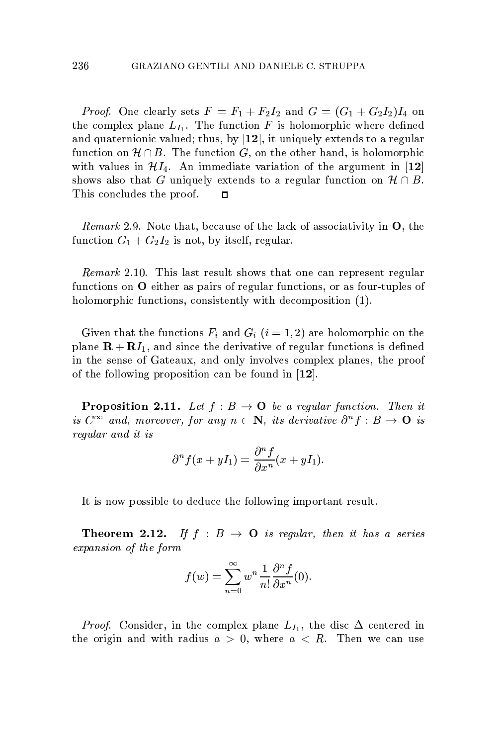*Proof*. One clearly sets $F = F_1 + F_2 I_2$ and $G = (G_1 + G_2 I_2) I_4$ on the complex plane $L_{I_1}$. The function $F$ is holomorphic where defined and quaternionic valued; thus, by [**12**], it uniquely extends to a regular function on $\mathcal{H} \cap B$. The function $G$, on the other hand, is holomorphic with values in $\mathcal{H} I_4$. An immediate variation of the argument in [**12**] shows also that $G$ uniquely extends to a regular function on $\mathcal{H} \cap B$. This concludes the proof. $\square$

*Remark* 2.9. Note that, because of the lack of associativity in $\mathbf{O}$, the function $G_1 + G_2 I_2$ is not, by itself, regular.

*Remark* 2.10. This last result shows that one can represent regular functions on $\mathbf{O}$ either as pairs of regular functions, or as four-tuples of holomorphic functions, consistently with decomposition (1).

Given that the functions $F_i$ and $G_i$ $(i = 1, 2)$ are holomorphic on the plane $\mathbf{R} + \mathbf{R} I_1$, and since the derivative of regular functions is defined in the sense of Gateaux, and only involves complex planes, the proof of the following proposition can be found in [**12**].

**Proposition 2.11.** *Let $f : B \to \mathbf{O}$ be a regular function. Then it is $C^\infty$ and, moreover, for any $n \in \mathbf{N}$, its derivative $\partial^n f : B \to \mathbf{O}$ is regular and it is*

$$\partial^n f(x + y I_1) = \frac{\partial^n f}{\partial x^n}(x + y I_1).$$

It is now possible to deduce the following important result.

**Theorem 2.12.** *If $f : B \to \mathbf{O}$ is regular, then it has a series expansion of the form*

$$f(w) = \sum_{n=0}^{\infty} w^n \frac{1}{n!} \frac{\partial^n f}{\partial x^n}(0).$$

*Proof*. Consider, in the complex plane $L_{I_1}$, the disc $\Delta$ centered in the origin and with radius $a > 0$, where $a < R$. Then we can use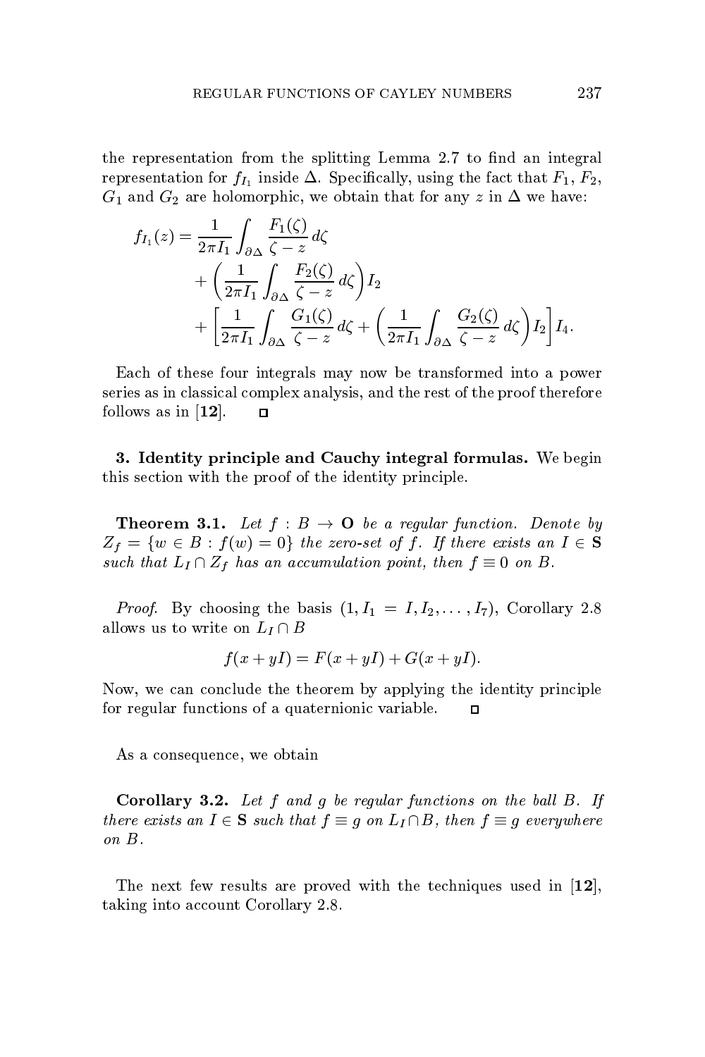the representation from the splitting Lemma 2.7 to find an integral representation for $f_{I_1}$ inside $\Delta$. Specifically, using the fact that $F_1$, $F_2$, $G_1$ and $G_2$ are holomorphic, we obtain that for any $z$ in $\Delta$ we have:

$$
\begin{aligned}
f_{I_1}(z) = &\frac{1}{2\pi I_1}\int_{\partial\Delta}\frac{F_1(\zeta)}{\zeta - z}\,d\zeta \\
&+ \left(\frac{1}{2\pi I_1}\int_{\partial\Delta}\frac{F_2(\zeta)}{\zeta - z}\,d\zeta\right) I_2 \\
&+ \left[\frac{1}{2\pi I_1}\int_{\partial\Delta}\frac{G_1(\zeta)}{\zeta - z}\,d\zeta + \left(\frac{1}{2\pi I_1}\int_{\partial\Delta}\frac{G_2(\zeta)}{\zeta - z}\,d\zeta\right) I_2\right] I_4.
\end{aligned}
$$

Each of these four integrals may now be transformed into a power series as in classical complex analysis, and the rest of the proof therefore follows as in [**12**]. $\square$

**3. Identity principle and Cauchy integral formulas.** We begin this section with the proof of the identity principle.

**Theorem 3.1.** *Let $f : B \to \mathbf{O}$ be a regular function. Denote by $Z_f = \{w \in B : f(w) = 0\}$ the zero-set of $f$. If there exists an $I \in \mathbf{S}$ such that $L_I \cap Z_f$ has an accumulation point, then $f \equiv 0$ on $B$.*

*Proof*. By choosing the basis $(1, I_1 = I, I_2, \dots, I_7)$, Corollary 2.8 allows us to write on $L_I \cap B$

$$f(x + yI) = F(x + yI) + G(x + yI).$$

Now, we can conclude the theorem by applying the identity principle for regular functions of a quaternionic variable. $\square$

As a consequence, we obtain

**Corollary 3.2.** *Let $f$ and $g$ be regular functions on the ball $B$. If there exists an $I \in \mathbf{S}$ such that $f \equiv g$ on $L_I \cap B$, then $f \equiv g$ everywhere on $B$.*

The next few results are proved with the techniques used in [**12**], taking into account Corollary 2.8.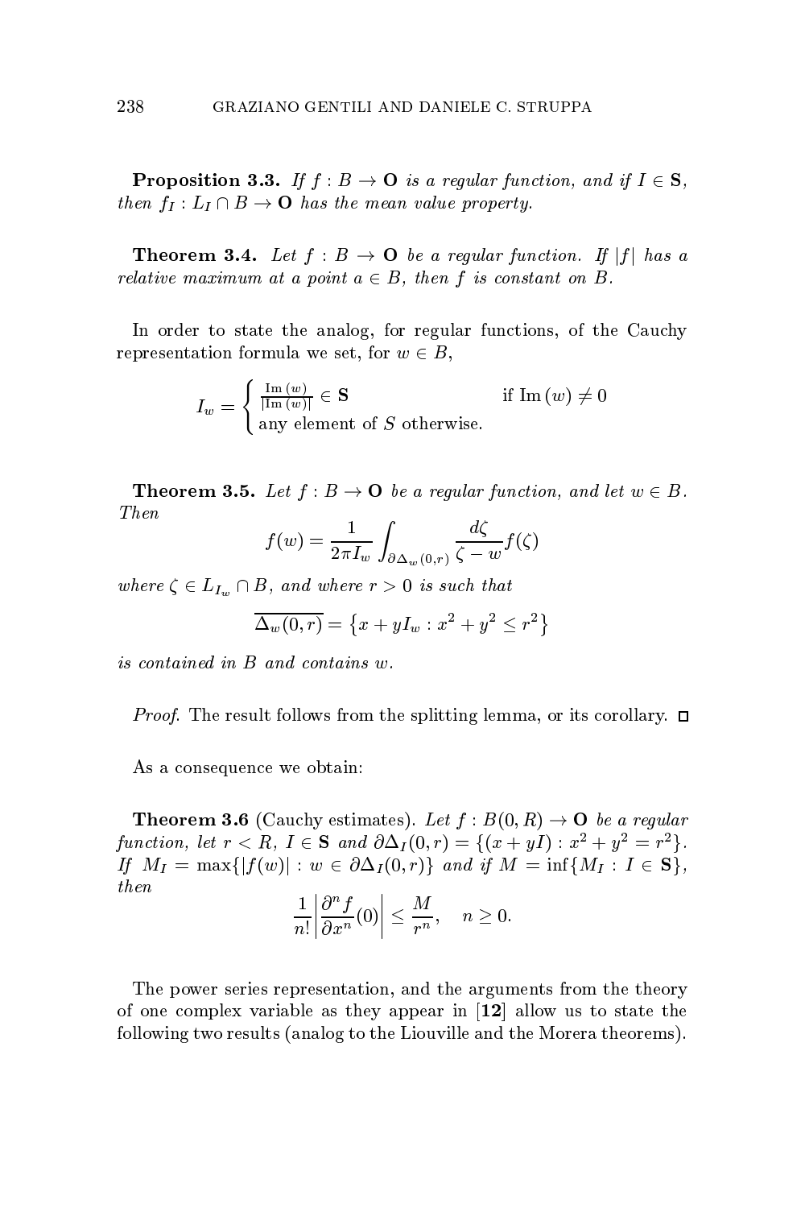**Proposition 3.3.** *If $f : B \to \mathbf{O}$ is a regular function, and if $I \in \mathbf{S}$, then $f_I : L_I \cap B \to \mathbf{O}$ has the mean value property.*

**Theorem 3.4.** *Let $f : B \to \mathbf{O}$ be a regular function. If $|f|$ has a relative maximum at a point $a \in B$, then $f$ is constant on $B$.*

In order to state the analog, for regular functions, of the Cauchy representation formula we set, for $w \in B$,

$$I_w = \begin{cases} \frac{\mathrm{Im}\,(w)}{|\mathrm{Im}\,(w)|} \in \mathbf{S} & \text{if } \mathrm{Im}\,(w) \neq 0 \\ \text{any element of } S \text{ otherwise.} \end{cases}$$

**Theorem 3.5.** *Let $f : B \to \mathbf{O}$ be a regular function, and let $w \in B$. Then*

$$f(w) = \frac{1}{2\pi I_w} \int_{\partial \Delta_w(0,r)} \frac{d\zeta}{\zeta - w} f(\zeta)$$

*where $\zeta \in L_{I_w} \cap B$, and where $r > 0$ is such that*

$$\overline{\Delta_w(0,r)} = \left\{ x + yI_w : x^2 + y^2 \leq r^2 \right\}$$

*is contained in $B$ and contains $w$.*

*Proof.* The result follows from the splitting lemma, or its corollary. □

As a consequence we obtain:

**Theorem 3.6** (Cauchy estimates). *Let $f : B(0,R) \to \mathbf{O}$ be a regular function, let $r < R$, $I \in \mathbf{S}$ and $\partial \Delta_I(0,r) = \{(x + yI) : x^2 + y^2 = r^2\}$. If $M_I = \max\{|f(w)| : w \in \partial \Delta_I(0,r)\}$ and if $M = \inf\{M_I : I \in \mathbf{S}\}$, then*

$$\frac{1}{n!} \left| \frac{\partial^n f}{\partial x^n}(0) \right| \leq \frac{M}{r^n}, \quad n \geq 0.$$

The power series representation, and the arguments from the theory of one complex variable as they appear in **[12]** allow us to state the following two results (analog to the Liouville and the Morera theorems).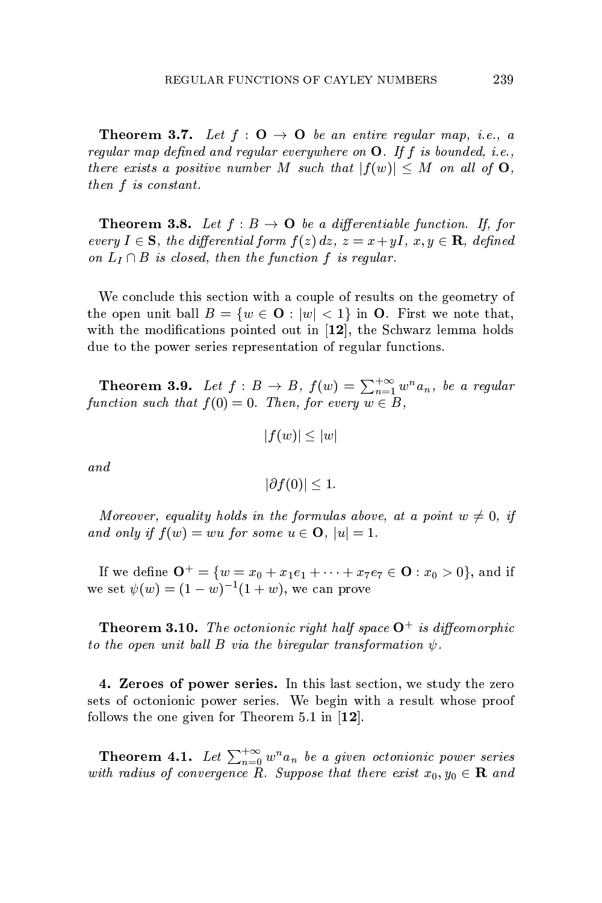**Theorem 3.7.** *Let $f : \mathbf{O} \to \mathbf{O}$ be an entire regular map, i.e., a regular map defined and regular everywhere on $\mathbf{O}$. If $f$ is bounded, i.e., there exists a positive number $M$ such that $|f(w)| \leq M$ on all of $\mathbf{O}$, then $f$ is constant.*

**Theorem 3.8.** *Let $f : B \to \mathbf{O}$ be a differentiable function. If, for every $I \in \mathbf{S}$, the differential form $f(z)\,dz$, $z = x + yI$, $x, y \in \mathbf{R}$, defined on $L_I \cap B$ is closed, then the function $f$ is regular.*

We conclude this section with a couple of results on the geometry of the open unit ball $B = \{w \in \mathbf{O} : |w| < 1\}$ in $\mathbf{O}$. First we note that, with the modifications pointed out in [**12**], the Schwarz lemma holds due to the power series representation of regular functions.

**Theorem 3.9.** *Let $f : B \to B$, $f(w) = \sum_{n=1}^{+\infty} w^n a_n$, be a regular function such that $f(0) = 0$. Then, for every $w \in B$,*

$$|f(w)| \leq |w|$$

*and*

$$|\partial f(0)| \leq 1.$$

*Moreover, equality holds in the formulas above, at a point $w \neq 0$, if and only if $f(w) = wu$ for some $u \in \mathbf{O}$, $|u| = 1$.*

If we define $\mathbf{O}^+ = \{w = x_0 + x_1 e_1 + \cdots + x_7 e_7 \in \mathbf{O} : x_0 > 0\}$, and if we set $\psi(w) = (1 - w)^{-1}(1 + w)$, we can prove

**Theorem 3.10.** *The octonionic right half space $\mathbf{O}^+$ is diffeomorphic to the open unit ball $B$ via the biregular transformation $\psi$.*

**4. Zeroes of power series.** In this last section, we study the zero sets of octonionic power series. We begin with a result whose proof follows the one given for Theorem 5.1 in [**12**].

**Theorem 4.1.** *Let $\sum_{n=0}^{+\infty} w^n a_n$ be a given octonionic power series with radius of convergence $R$. Suppose that there exist $x_0, y_0 \in \mathbf{R}$ and*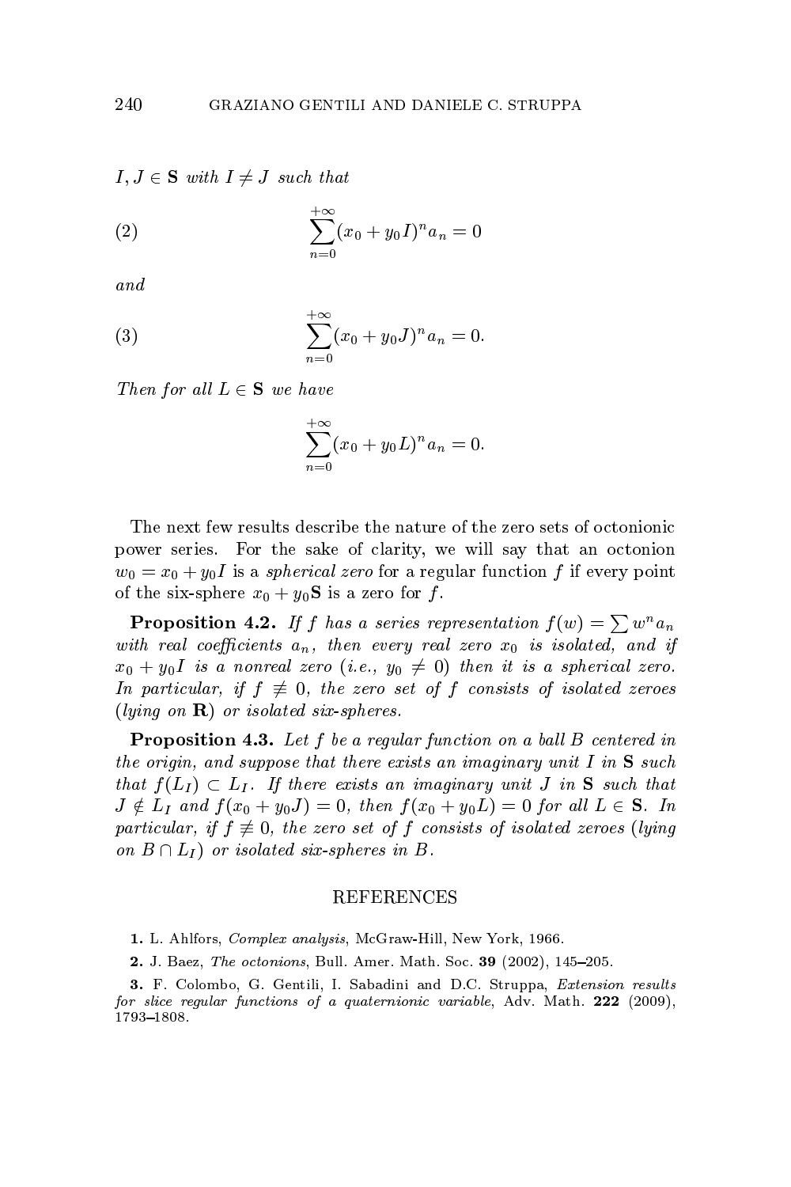*$I, J \in \mathbf{S}$ with $I \neq J$ such that*

$$\sum_{n=0}^{+\infty}(x_0 + y_0 I)^n a_n = 0 \tag{2}$$

*and*

$$\sum_{n=0}^{+\infty}(x_0 + y_0 J)^n a_n = 0. \tag{3}$$

*Then for all $L \in \mathbf{S}$ we have*

$$\sum_{n=0}^{+\infty}(x_0 + y_0 L)^n a_n = 0.$$

The next few results describe the nature of the zero sets of octonionic power series. For the sake of clarity, we will say that an octonion $w_0 = x_0 + y_0 I$ is a *spherical zero* for a regular function $f$ if every point of the six-sphere $x_0 + y_0\mathbf{S}$ is a zero for $f$.

**Proposition 4.2.** *If $f$ has a series representation $f(w) = \sum w^n a_n$ with real coefficients $a_n$, then every real zero $x_0$ is isolated, and if $x_0 + y_0 I$ is a nonreal zero (i.e., $y_0 \neq 0$) then it is a spherical zero. In particular, if $f \not\equiv 0$, the zero set of $f$ consists of isolated zeroes (lying on $\mathbf{R}$) or isolated six-spheres.*

**Proposition 4.3.** *Let $f$ be a regular function on a ball $B$ centered in the origin, and suppose that there exists an imaginary unit $I$ in $\mathbf{S}$ such that $f(L_I) \subset L_I$. If there exists an imaginary unit $J$ in $\mathbf{S}$ such that $J \notin L_I$ and $f(x_0 + y_0 J) = 0$, then $f(x_0 + y_0 L) = 0$ for all $L \in \mathbf{S}$. In particular, if $f \not\equiv 0$, the zero set of $f$ consists of isolated zeroes (lying on $B \cap L_I$) or isolated six-spheres in $B$.*

## REFERENCES

**1.** L. Ahlfors, *Complex analysis*, McGraw-Hill, New York, 1966.

**2.** J. Baez, *The octonions*, Bull. Amer. Math. Soc. **39** (2002), 145–205.

**3.** F. Colombo, G. Gentili, I. Sabadini and D.C. Struppa, *Extension results for slice regular functions of a quaternionic variable*, Adv. Math. **222** (2009), 1793–1808.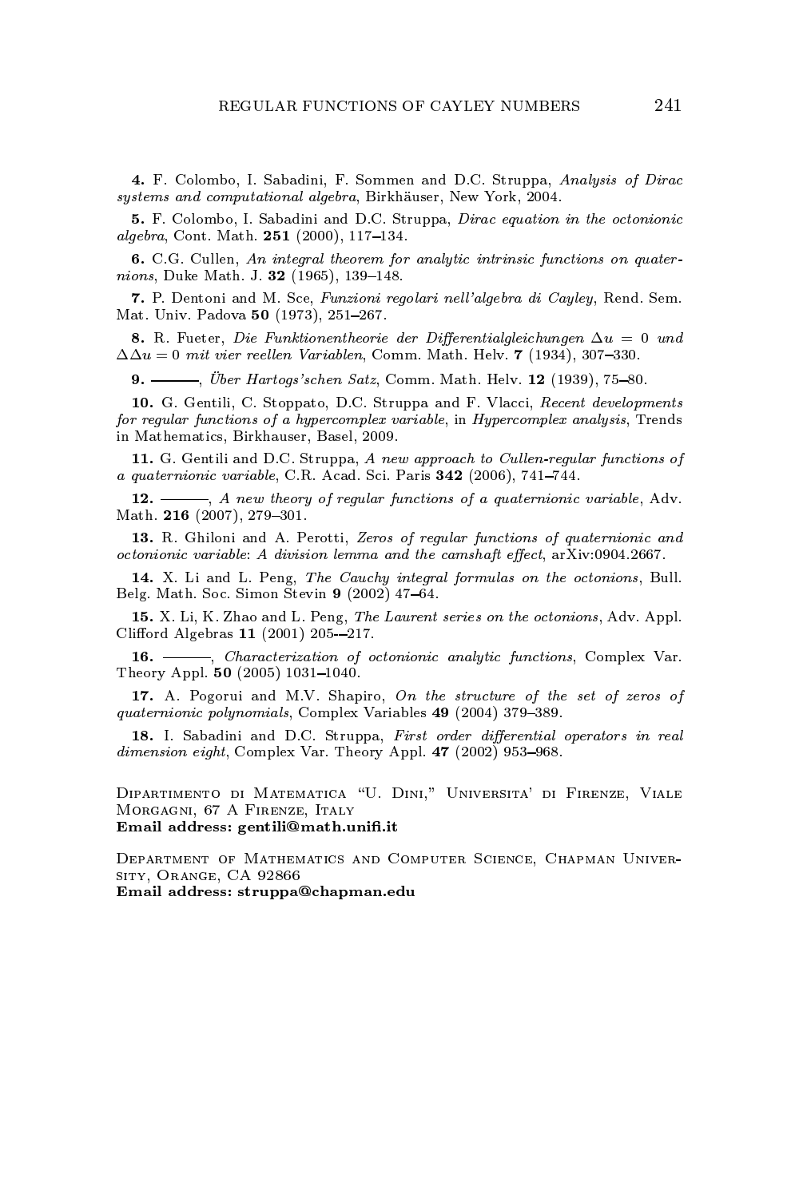**4.** F. Colombo, I. Sabadini, F. Sommen and D.C. Struppa, *Analysis of Dirac systems and computational algebra*, Birkhäuser, New York, 2004.

**5.** F. Colombo, I. Sabadini and D.C. Struppa, *Dirac equation in the octonionic algebra*, Cont. Math. **251** (2000), 117–134.

**6.** C.G. Cullen, *An integral theorem for analytic intrinsic functions on quaternions*, Duke Math. J. **32** (1965), 139–148.

**7.** P. Dentoni and M. Sce, *Funzioni regolari nell'algebra di Cayley*, Rend. Sem. Mat. Univ. Padova **50** (1973), 251–267.

**8.** R. Fueter, *Die Funktionentheorie der Differentialgleichungen $\Delta u = 0$ und $\Delta\Delta u = 0$ mit vier reellen Variablen*, Comm. Math. Helv. **7** (1934), 307–330.

**9.** ———, *Über Hartogs'schen Satz*, Comm. Math. Helv. **12** (1939), 75–80.

**10.** G. Gentili, C. Stoppato, D.C. Struppa and F. Vlacci, *Recent developments for regular functions of a hypercomplex variable*, in *Hypercomplex analysis*, Trends in Mathematics, Birkhauser, Basel, 2009.

**11.** G. Gentili and D.C. Struppa, *A new approach to Cullen-regular functions of a quaternionic variable*, C.R. Acad. Sci. Paris **342** (2006), 741–744.

**12.** ———, *A new theory of regular functions of a quaternionic variable*, Adv. Math. **216** (2007), 279–301.

**13.** R. Ghiloni and A. Perotti, *Zeros of regular functions of quaternionic and octonionic variable: A division lemma and the camshaft effect*, arXiv:0904.2667.

**14.** X. Li and L. Peng, *The Cauchy integral formulas on the octonions*, Bull. Belg. Math. Soc. Simon Stevin **9** (2002) 47–64.

**15.** X. Li, K. Zhao and L. Peng, *The Laurent series on the octonions*, Adv. Appl. Clifford Algebras **11** (2001) 205–-217.

**16.** ———, *Characterization of octonionic analytic functions*, Complex Var. Theory Appl. **50** (2005) 1031–1040.

**17.** A. Pogorui and M.V. Shapiro, *On the structure of the set of zeros of quaternionic polynomials*, Complex Variables **49** (2004) 379–389.

**18.** I. Sabadini and D.C. Struppa, *First order differential operators in real dimension eight*, Complex Var. Theory Appl. **47** (2002) 953–968.

Dipartimento di Matematica "U. Dini," Universita' di Firenze, Viale Morgagni, 67 A Firenze, Italy
**Email address: gentili@math.unifi.it**

Department of Mathematics and Computer Science, Chapman University, Orange, CA 92866
**Email address: struppa@chapman.edu**